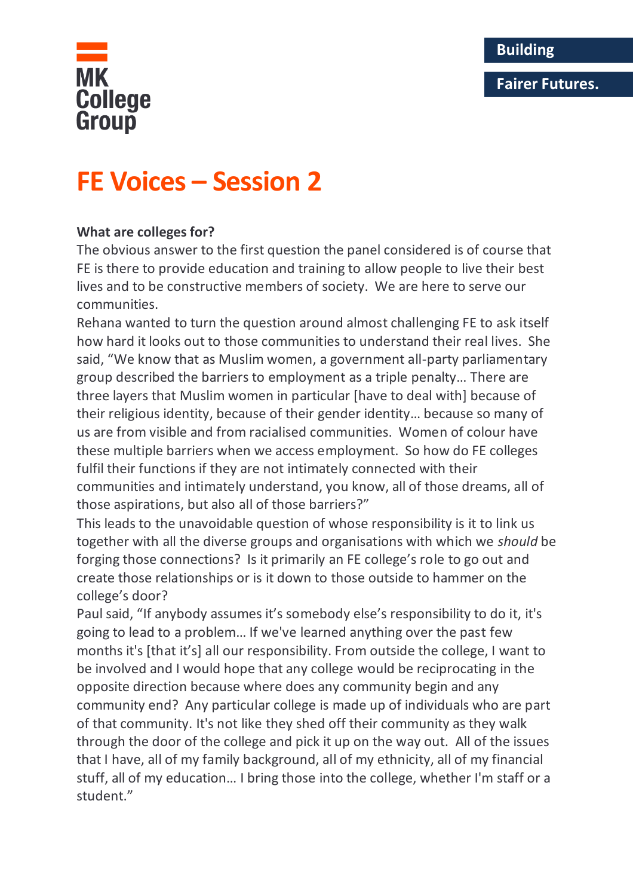MK College Group

Building

Fairer Futures.

# FE Voices – Session 2

**What are colleges for?**

The obvious answer to the first question the panel considered is of course that FE is there to provide education and training to allow people to live their best lives and to be constructive members of society. We are here to serve our communities.

Rehana wanted to turn the question around almost challenging FE to ask itself how hard it looks out to those communities to understand their real lives. She said, "We know that as Muslim women, a government all-party parliamentary group described the barriers to employment as a triple penalty… There are three layers that Muslim women in particular [have to deal with] because of their religious identity, because of their gender identity… because so many of us are from visible and from racialised communities. Women of colour have these multiple barriers when we access employment. So how do FE colleges fulfil their functions if they are not intimately connected with their communities and intimately understand, you know, all of those dreams, all of those aspirations, but also all of those barriers?"

This leads to the unavoidable question of whose responsibility is it to link us together with all the diverse groups and organisations with which we *should* be forging those connections? Is it primarily an FE college's role to go out and create those relationships or is it down to those outside to hammer on the college's door?

Paul said, "If anybody assumes it's somebody else's responsibility to do it, it's going to lead to a problem… If we've learned anything over the past few months it's [that it's] all our responsibility. From outside the college, I want to be involved and I would hope that any college would be reciprocating in the opposite direction because where does any community begin and any community end? Any particular college is made up of individuals who are part of that community. It's not like they shed off their community as they walk through the door of the college and pick it up on the way out. All of the issues that I have, all of my family background, all of my ethnicity, all of my financial stuff, all of my education… I bring those into the college, whether I'm staff or a student."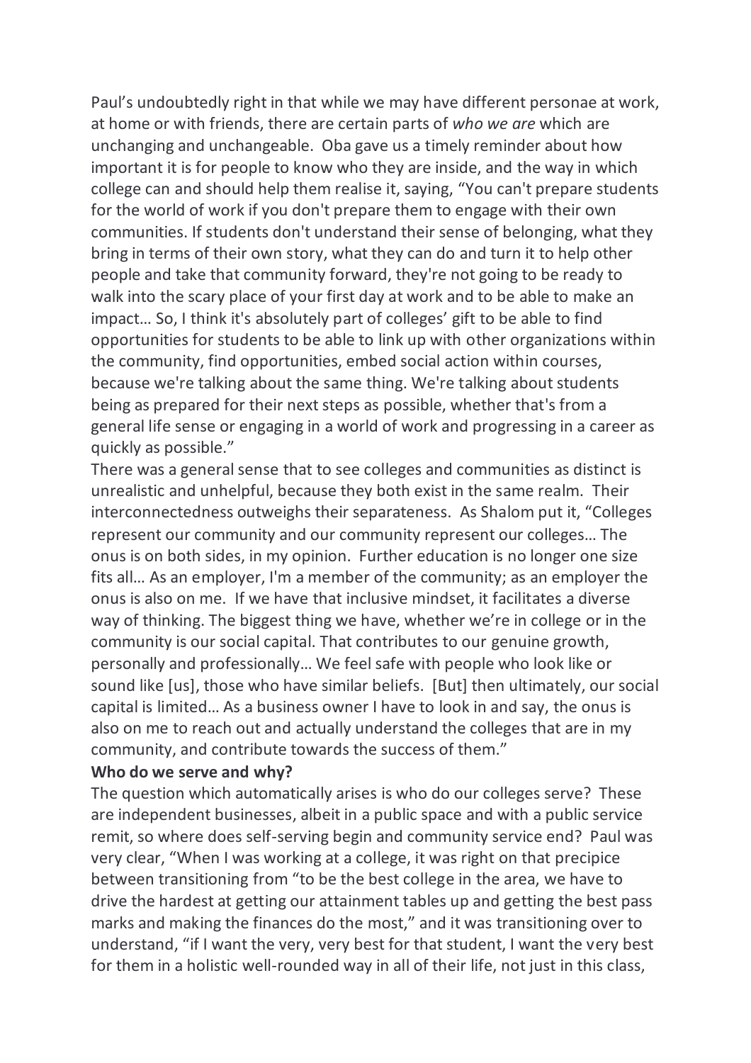Paul's undoubtedly right in that while we may have different personae at work, at home or with friends, there are certain parts of *who we are* which are unchanging and unchangeable. Oba gave us a timely reminder about how important it is for people to know who they are inside, and the way in which college can and should help them realise it, saying, "You can't prepare students for the world of work if you don't prepare them to engage with their own communities. If students don't understand their sense of belonging, what they bring in terms of their own story, what they can do and turn it to help other people and take that community forward, they're not going to be ready to walk into the scary place of your first day at work and to be able to make an impact… So, I think it's absolutely part of colleges' gift to be able to find opportunities for students to be able to link up with other organizations within the community, find opportunities, embed social action within courses, because we're talking about the same thing. We're talking about students being as prepared for their next steps as possible, whether that's from a general life sense or engaging in a world of work and progressing in a career as quickly as possible."

There was a general sense that to see colleges and communities as distinct is unrealistic and unhelpful, because they both exist in the same realm. Their interconnectedness outweighs their separateness. As Shalom put it, "Colleges represent our community and our community represent our colleges… The onus is on both sides, in my opinion. Further education is no longer one size fits all… As an employer, I'm a member of the community; as an employer the onus is also on me. If we have that inclusive mindset, it facilitates a diverse way of thinking. The biggest thing we have, whether we're in college or in the community is our social capital. That contributes to our genuine growth, personally and professionally… We feel safe with people who look like or sound like [us], those who have similar beliefs. [But] then ultimately, our social capital is limited… As a business owner I have to look in and say, the onus is also on me to reach out and actually understand the colleges that are in my community, and contribute towards the success of them."

**Who do we serve and why?**

The question which automatically arises is who do our colleges serve? These are independent businesses, albeit in a public space and with a public service remit, so where does self-serving begin and community service end? Paul was very clear, "When I was working at a college, it was right on that precipice between transitioning from "to be the best college in the area, we have to drive the hardest at getting our attainment tables up and getting the best pass marks and making the finances do the most," and it was transitioning over to understand, "if I want the very, very best for that student, I want the very best for them in a holistic well-rounded way in all of their life, not just in this class,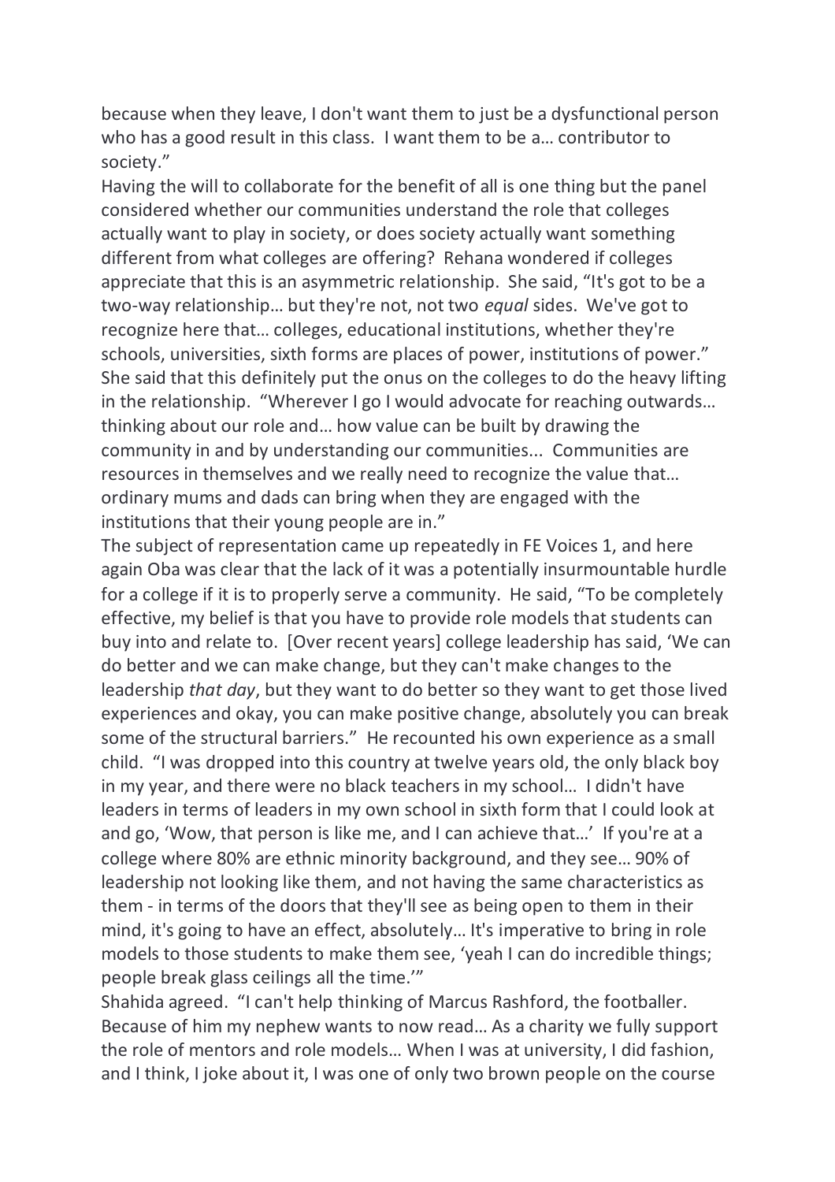because when they leave, I don't want them to just be a dysfunctional person who has a good result in this class. I want them to be a… contributor to society."

Having the will to collaborate for the benefit of all is one thing but the panel considered whether our communities understand the role that colleges actually want to play in society, or does society actually want something different from what colleges are offering? Rehana wondered if colleges appreciate that this is an asymmetric relationship. She said, "It's got to be a two-way relationship… but they're not, not two *equal* sides. We've got to recognize here that… colleges, educational institutions, whether they're schools, universities, sixth forms are places of power, institutions of power." She said that this definitely put the onus on the colleges to do the heavy lifting in the relationship. "Wherever I go I would advocate for reaching outwards… thinking about our role and… how value can be built by drawing the community in and by understanding our communities... Communities are resources in themselves and we really need to recognize the value that… ordinary mums and dads can bring when they are engaged with the institutions that their young people are in."

The subject of representation came up repeatedly in FE Voices 1, and here again Oba was clear that the lack of it was a potentially insurmountable hurdle for a college if it is to properly serve a community. He said, "To be completely effective, my belief is that you have to provide role models that students can buy into and relate to. [Over recent years] college leadership has said, 'We can do better and we can make change, but they can't make changes to the leadership *that day*, but they want to do better so they want to get those lived experiences and okay, you can make positive change, absolutely you can break some of the structural barriers." He recounted his own experience as a small child. "I was dropped into this country at twelve years old, the only black boy in my year, and there were no black teachers in my school… I didn't have leaders in terms of leaders in my own school in sixth form that I could look at and go, 'Wow, that person is like me, and I can achieve that…' If you're at a college where 80% are ethnic minority background, and they see… 90% of leadership not looking like them, and not having the same characteristics as them - in terms of the doors that they'll see as being open to them in their mind, it's going to have an effect, absolutely… It's imperative to bring in role models to those students to make them see, 'yeah I can do incredible things; people break glass ceilings all the time.'"

Shahida agreed. "I can't help thinking of Marcus Rashford, the footballer. Because of him my nephew wants to now read… As a charity we fully support the role of mentors and role models… When I was at university, I did fashion, and I think, I joke about it, I was one of only two brown people on the course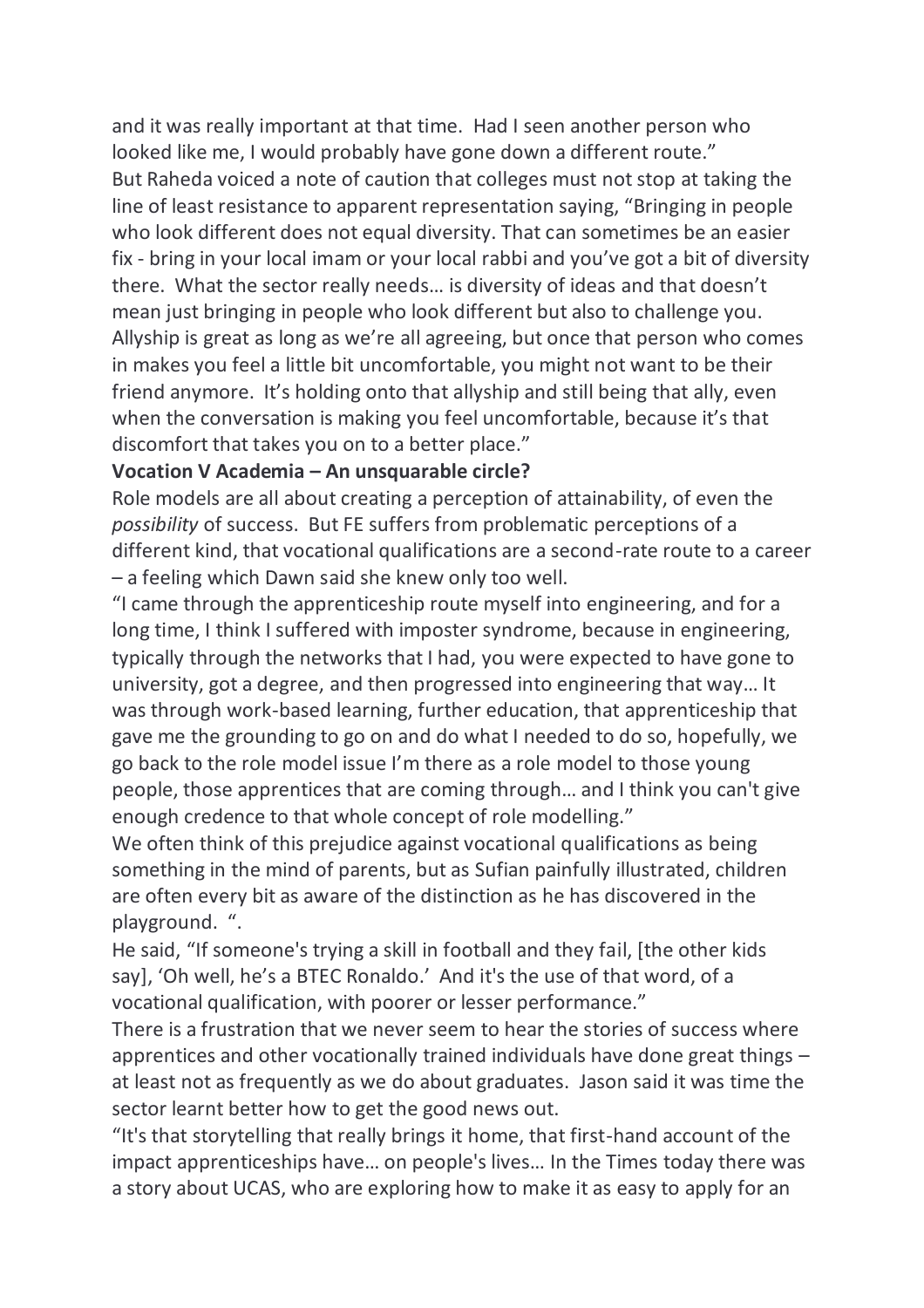and it was really important at that time. Had I seen another person who looked like me, I would probably have gone down a different route."

But Raheda voiced a note of caution that colleges must not stop at taking the line of least resistance to apparent representation saying, "Bringing in people who look different does not equal diversity. That can sometimes be an easier fix - bring in your local imam or your local rabbi and you've got a bit of diversity there. What the sector really needs… is diversity of ideas and that doesn't mean just bringing in people who look different but also to challenge you. Allyship is great as long as we're all agreeing, but once that person who comes in makes you feel a little bit uncomfortable, you might not want to be their friend anymore. It's holding onto that allyship and still being that ally, even when the conversation is making you feel uncomfortable, because it's that discomfort that takes you on to a better place."

**Vocation V Academia – An unsquarable circle?**

Role models are all about creating a perception of attainability, of even the *possibility* of success. But FE suffers from problematic perceptions of a different kind, that vocational qualifications are a second-rate route to a career – a feeling which Dawn said she knew only too well.

"I came through the apprenticeship route myself into engineering, and for a long time, I think I suffered with imposter syndrome, because in engineering, typically through the networks that I had, you were expected to have gone to university, got a degree, and then progressed into engineering that way… It was through work-based learning, further education, that apprenticeship that gave me the grounding to go on and do what I needed to do so, hopefully, we go back to the role model issue I'm there as a role model to those young people, those apprentices that are coming through… and I think you can't give enough credence to that whole concept of role modelling."

We often think of this prejudice against vocational qualifications as being something in the mind of parents, but as Sufian painfully illustrated, children are often every bit as aware of the distinction as he has discovered in the playground. ".

He said, "If someone's trying a skill in football and they fail, [the other kids say], 'Oh well, he's a BTEC Ronaldo.' And it's the use of that word, of a vocational qualification, with poorer or lesser performance."

There is a frustration that we never seem to hear the stories of success where apprentices and other vocationally trained individuals have done great things – at least not as frequently as we do about graduates. Jason said it was time the sector learnt better how to get the good news out.

"It's that storytelling that really brings it home, that first-hand account of the impact apprenticeships have… on people's lives… In the Times today there was a story about UCAS, who are exploring how to make it as easy to apply for an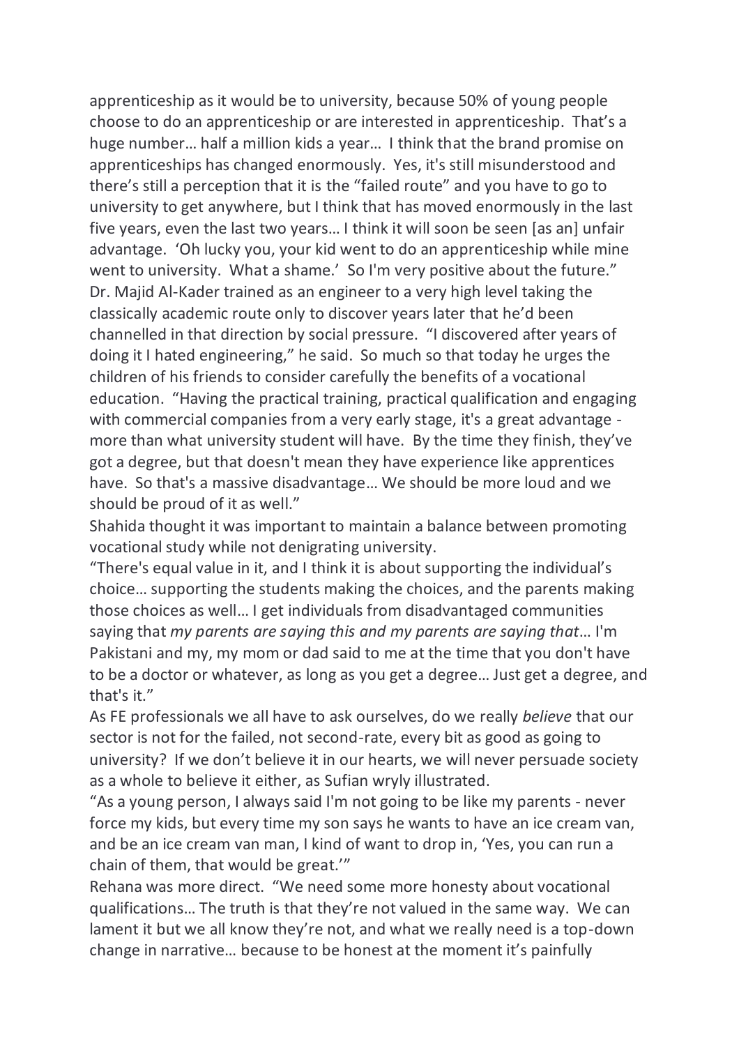apprenticeship as it would be to university, because 50% of young people choose to do an apprenticeship or are interested in apprenticeship. That's a huge number… half a million kids a year… I think that the brand promise on apprenticeships has changed enormously. Yes, it's still misunderstood and there's still a perception that it is the "failed route" and you have to go to university to get anywhere, but I think that has moved enormously in the last five years, even the last two years… I think it will soon be seen [as an] unfair advantage. 'Oh lucky you, your kid went to do an apprenticeship while mine went to university. What a shame.' So I'm very positive about the future."

Dr. Majid Al-Kader trained as an engineer to a very high level taking the classically academic route only to discover years later that he'd been channelled in that direction by social pressure. "I discovered after years of doing it I hated engineering," he said. So much so that today he urges the children of his friends to consider carefully the benefits of a vocational education. "Having the practical training, practical qualification and engaging with commercial companies from a very early stage, it's a great advantage - more than what university student will have. By the time they finish, they've got a degree, but that doesn't mean they have experience like apprentices have. So that's a massive disadvantage… We should be more loud and we should be proud of it as well."

Shahida thought it was important to maintain a balance between promoting vocational study while not denigrating university.

"There's equal value in it, and I think it is about supporting the individual's choice… supporting the students making the choices, and the parents making those choices as well… I get individuals from disadvantaged communities saying that *my parents are saying this and my parents are saying that*… I'm Pakistani and my, my mom or dad said to me at the time that you don't have to be a doctor or whatever, as long as you get a degree… Just get a degree, and that's it."

As FE professionals we all have to ask ourselves, do we really *believe* that our sector is not for the failed, not second-rate, every bit as good as going to university? If we don't believe it in our hearts, we will never persuade society as a whole to believe it either, as Sufian wryly illustrated.

"As a young person, I always said I'm not going to be like my parents - never force my kids, but every time my son says he wants to have an ice cream van, and be an ice cream van man, I kind of want to drop in, 'Yes, you can run a chain of them, that would be great.'"

Rehana was more direct. "We need some more honesty about vocational qualifications… The truth is that they're not valued in the same way. We can lament it but we all know they're not, and what we really need is a top-down change in narrative… because to be honest at the moment it's painfully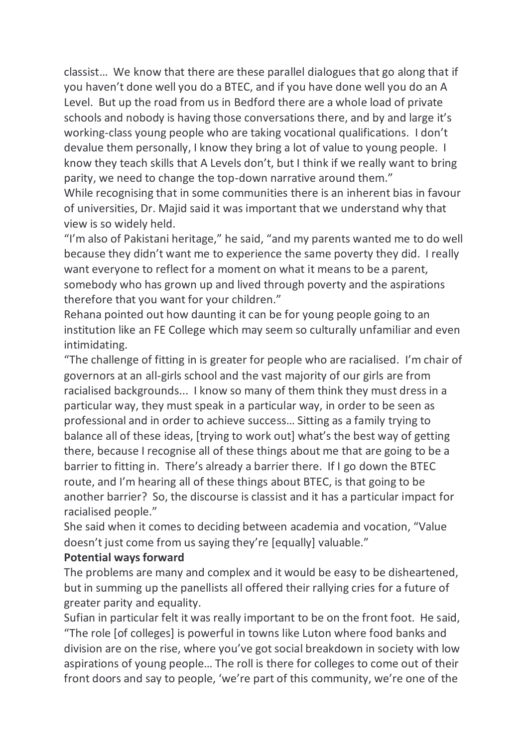classist… We know that there are these parallel dialogues that go along that if you haven't done well you do a BTEC, and if you have done well you do an A Level. But up the road from us in Bedford there are a whole load of private schools and nobody is having those conversations there, and by and large it's working-class young people who are taking vocational qualifications. I don't devalue them personally, I know they bring a lot of value to young people. I know they teach skills that A Levels don't, but I think if we really want to bring parity, we need to change the top-down narrative around them."

While recognising that in some communities there is an inherent bias in favour of universities, Dr. Majid said it was important that we understand why that view is so widely held.

"I'm also of Pakistani heritage," he said, "and my parents wanted me to do well because they didn't want me to experience the same poverty they did. I really want everyone to reflect for a moment on what it means to be a parent, somebody who has grown up and lived through poverty and the aspirations therefore that you want for your children."

Rehana pointed out how daunting it can be for young people going to an institution like an FE College which may seem so culturally unfamiliar and even intimidating.

"The challenge of fitting in is greater for people who are racialised. I'm chair of governors at an all-girls school and the vast majority of our girls are from racialised backgrounds... I know so many of them think they must dress in a particular way, they must speak in a particular way, in order to be seen as professional and in order to achieve success… Sitting as a family trying to balance all of these ideas, [trying to work out] what's the best way of getting there, because I recognise all of these things about me that are going to be a barrier to fitting in. There's already a barrier there. If I go down the BTEC route, and I'm hearing all of these things about BTEC, is that going to be another barrier? So, the discourse is classist and it has a particular impact for racialised people."

She said when it comes to deciding between academia and vocation, "Value doesn't just come from us saying they're [equally] valuable."

**Potential ways forward**

The problems are many and complex and it would be easy to be disheartened, but in summing up the panellists all offered their rallying cries for a future of greater parity and equality.

Sufian in particular felt it was really important to be on the front foot. He said, "The role [of colleges] is powerful in towns like Luton where food banks and division are on the rise, where you've got social breakdown in society with low aspirations of young people… The roll is there for colleges to come out of their front doors and say to people, 'we're part of this community, we're one of the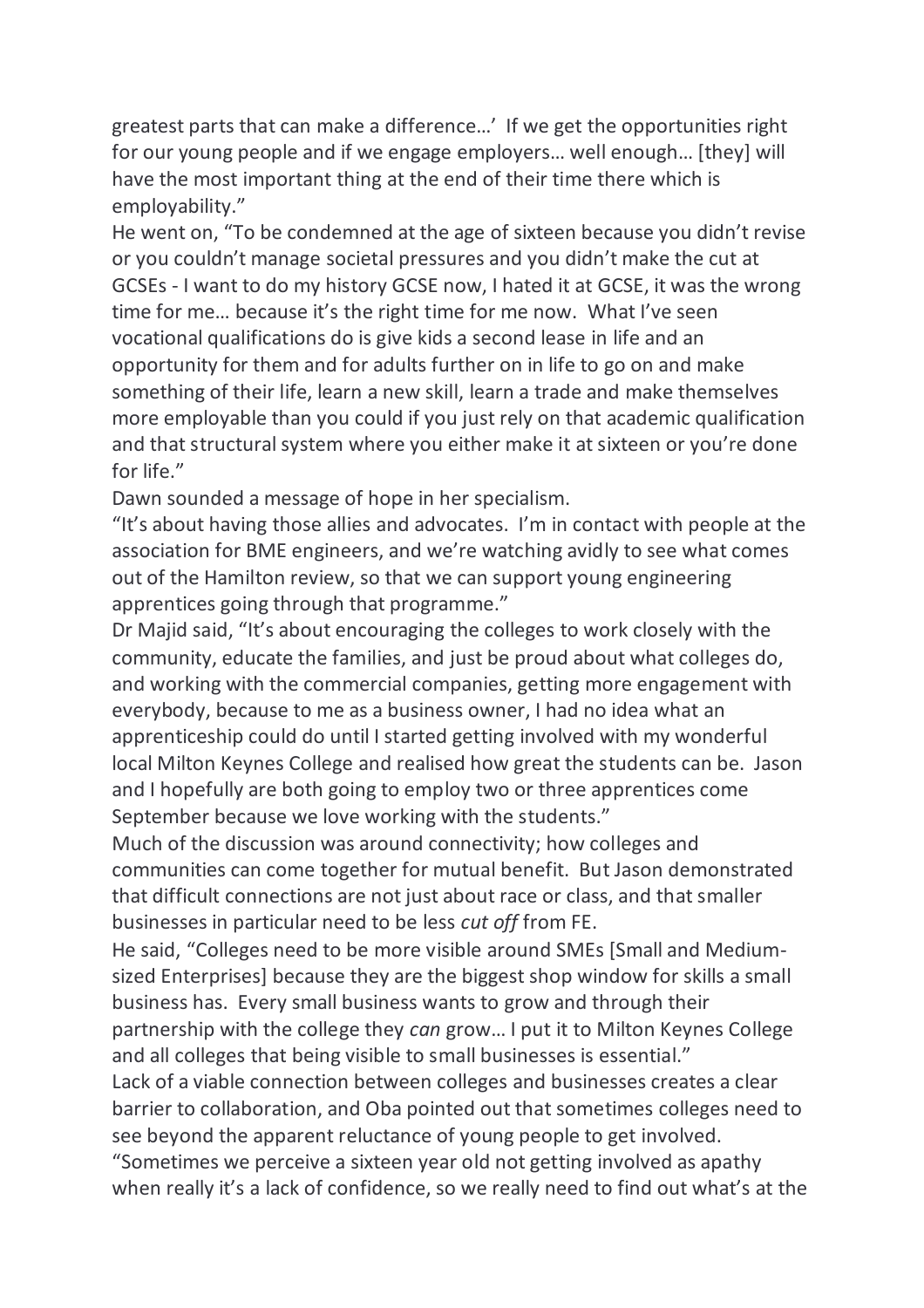greatest parts that can make a difference…' If we get the opportunities right for our young people and if we engage employers… well enough… [they] will have the most important thing at the end of their time there which is employability."

He went on, "To be condemned at the age of sixteen because you didn't revise or you couldn't manage societal pressures and you didn't make the cut at GCSEs - I want to do my history GCSE now, I hated it at GCSE, it was the wrong time for me… because it's the right time for me now. What I've seen vocational qualifications do is give kids a second lease in life and an opportunity for them and for adults further on in life to go on and make something of their life, learn a new skill, learn a trade and make themselves more employable than you could if you just rely on that academic qualification and that structural system where you either make it at sixteen or you're done for life."

Dawn sounded a message of hope in her specialism.

"It's about having those allies and advocates. I'm in contact with people at the association for BME engineers, and we're watching avidly to see what comes out of the Hamilton review, so that we can support young engineering apprentices going through that programme."

Dr Majid said, "It's about encouraging the colleges to work closely with the community, educate the families, and just be proud about what colleges do, and working with the commercial companies, getting more engagement with everybody, because to me as a business owner, I had no idea what an apprenticeship could do until I started getting involved with my wonderful local Milton Keynes College and realised how great the students can be. Jason and I hopefully are both going to employ two or three apprentices come September because we love working with the students."

Much of the discussion was around connectivity; how colleges and communities can come together for mutual benefit. But Jason demonstrated that difficult connections are not just about race or class, and that smaller businesses in particular need to be less *cut off* from FE.

He said, "Colleges need to be more visible around SMEs [Small and Medium-sized Enterprises] because they are the biggest shop window for skills a small business has. Every small business wants to grow and through their partnership with the college they *can* grow… I put it to Milton Keynes College and all colleges that being visible to small businesses is essential."

Lack of a viable connection between colleges and businesses creates a clear barrier to collaboration, and Oba pointed out that sometimes colleges need to see beyond the apparent reluctance of young people to get involved.

"Sometimes we perceive a sixteen year old not getting involved as apathy when really it's a lack of confidence, so we really need to find out what's at the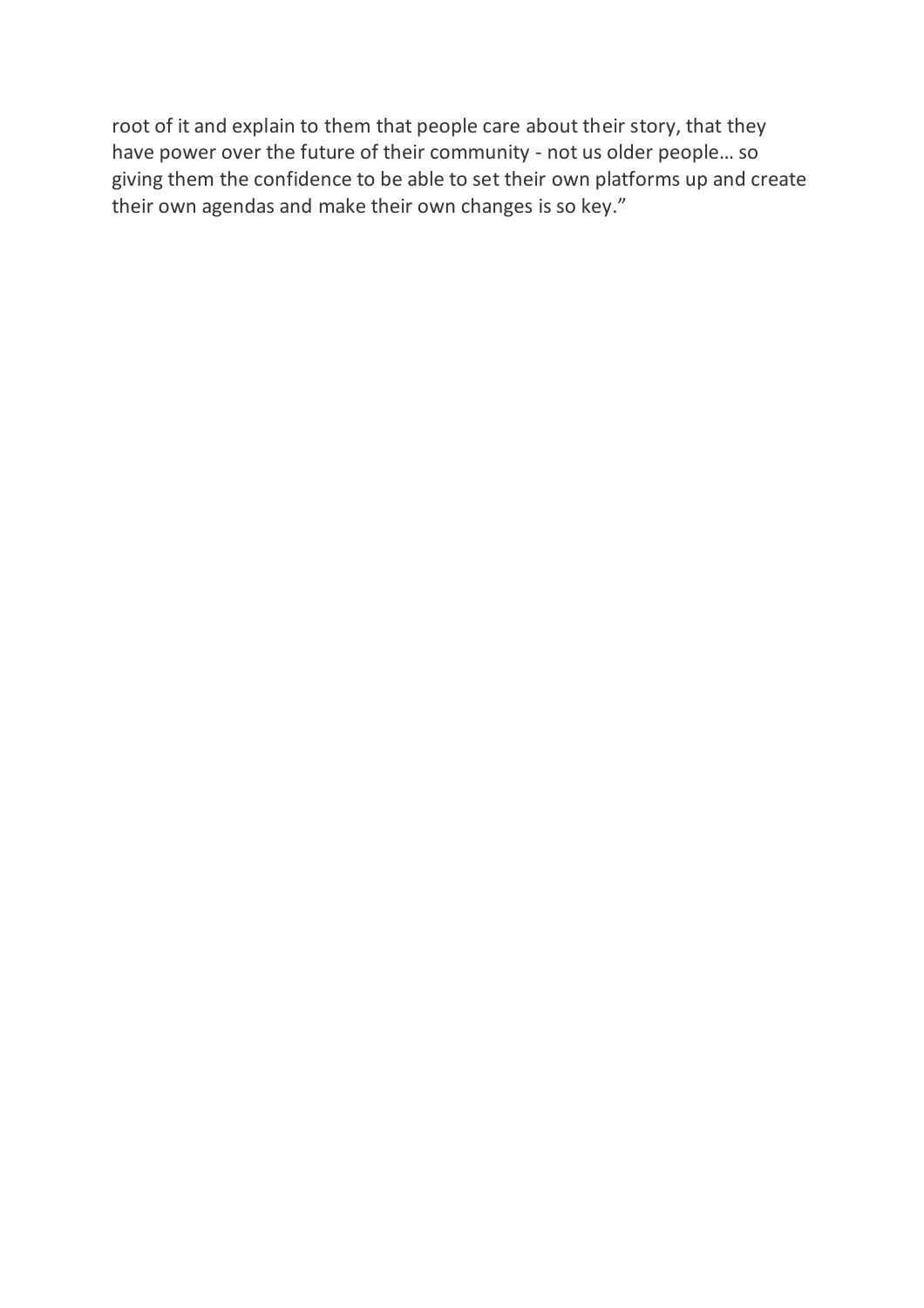root of it and explain to them that people care about their story, that they have power over the future of their community - not us older people… so giving them the confidence to be able to set their own platforms up and create their own agendas and make their own changes is so key."